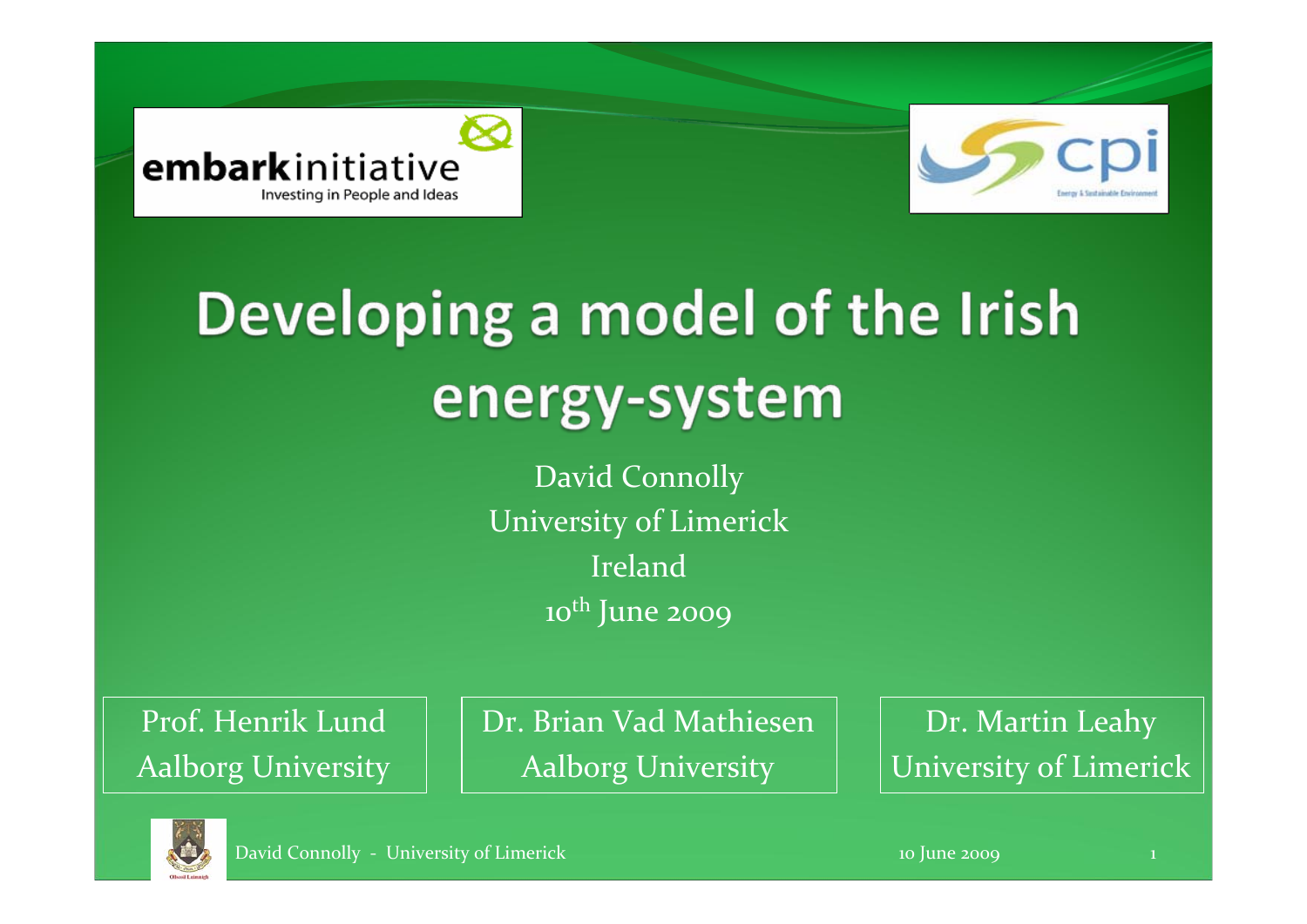embarkinitiative
Investing in People and Ideas

cpi
Energy & Sustainable Environment

# Developing a model of the Irish energy-system

David Connolly
University of Limerick
Ireland
10th June 2009

Prof. Henrik Lund
Aalborg University

Dr. Brian Vad Mathiesen
Aalborg University

Dr. Martin Leahy
University of Limerick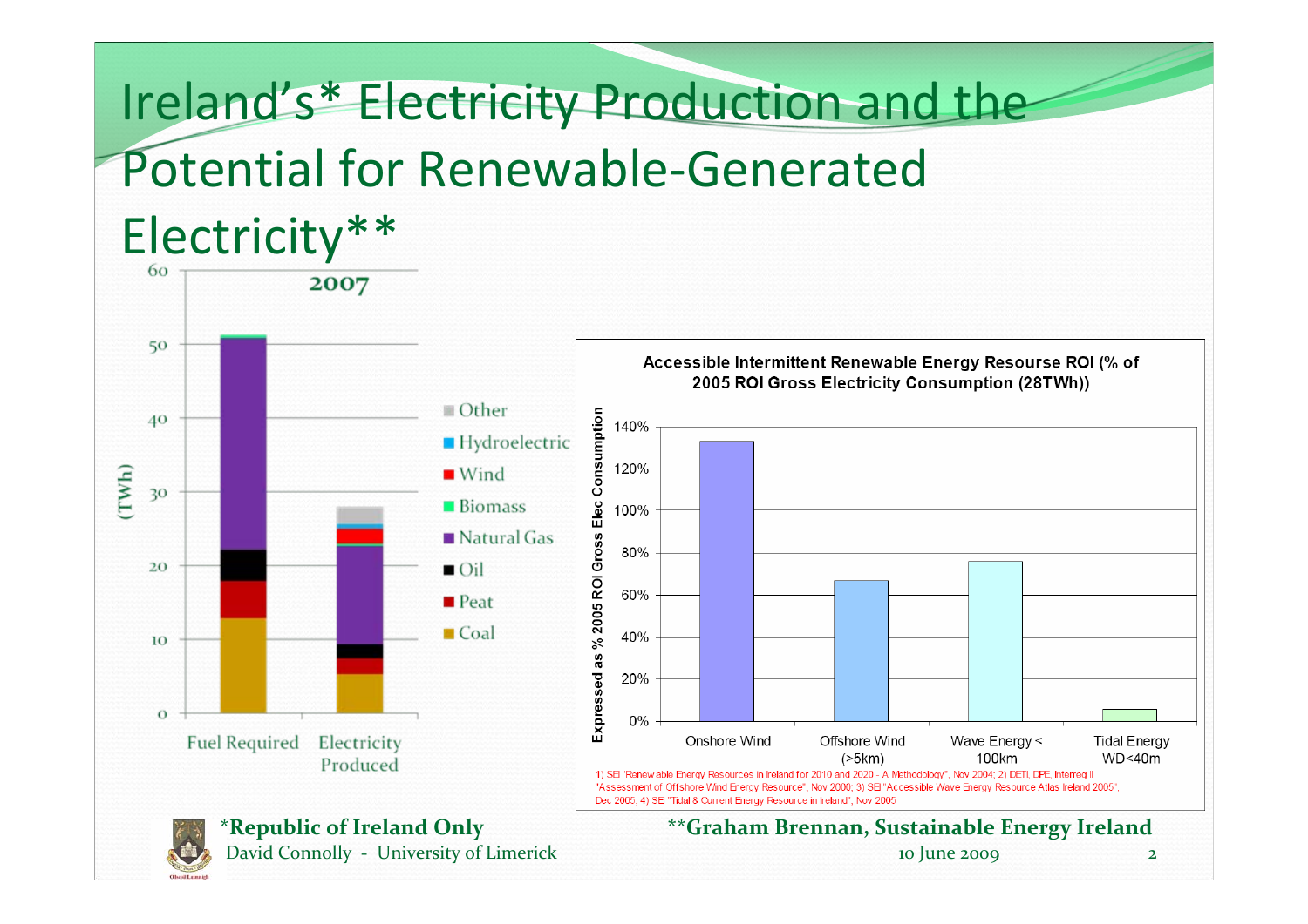# Ireland's* Electricity Production and the Potential for Renewable-Generated Electricity**

**2007**

(TWh)

- Other
- Hydroelectric
- Wind
- Biomass
- Natural Gas
- Oil
- Peat
- Coal

Fuel Required | Electricity Produced

**Accessible Intermittent Renewable Energy Resourse ROI (% of 2005 ROI Gross Electricity Consumption (28TWh))**

Expressed as % 2005 ROI Gross Elec Consumption

Onshore Wind | Offshore Wind (>5km) | Wave Energy < 100km | Tidal Energy WD<40m

1) SEI "Renewable Energy Resources in Ireland for 2010 and 2020 - A Methodology", Nov 2004; 2) DETI, DPE, Interreg II "Assessment of Offshore Wind Energy Resource", Nov 2000; 3) SEI "Accessible Wave Energy Resource Atlas Ireland 2005", Dec 2005; 4) SEI "Tidal & Current Energy Resource in Ireland", Nov 2005

***Republic of Ireland Only**

****Graham Brennan, Sustainable Energy Ireland**

David Connolly - University of Limerick

10 June 2009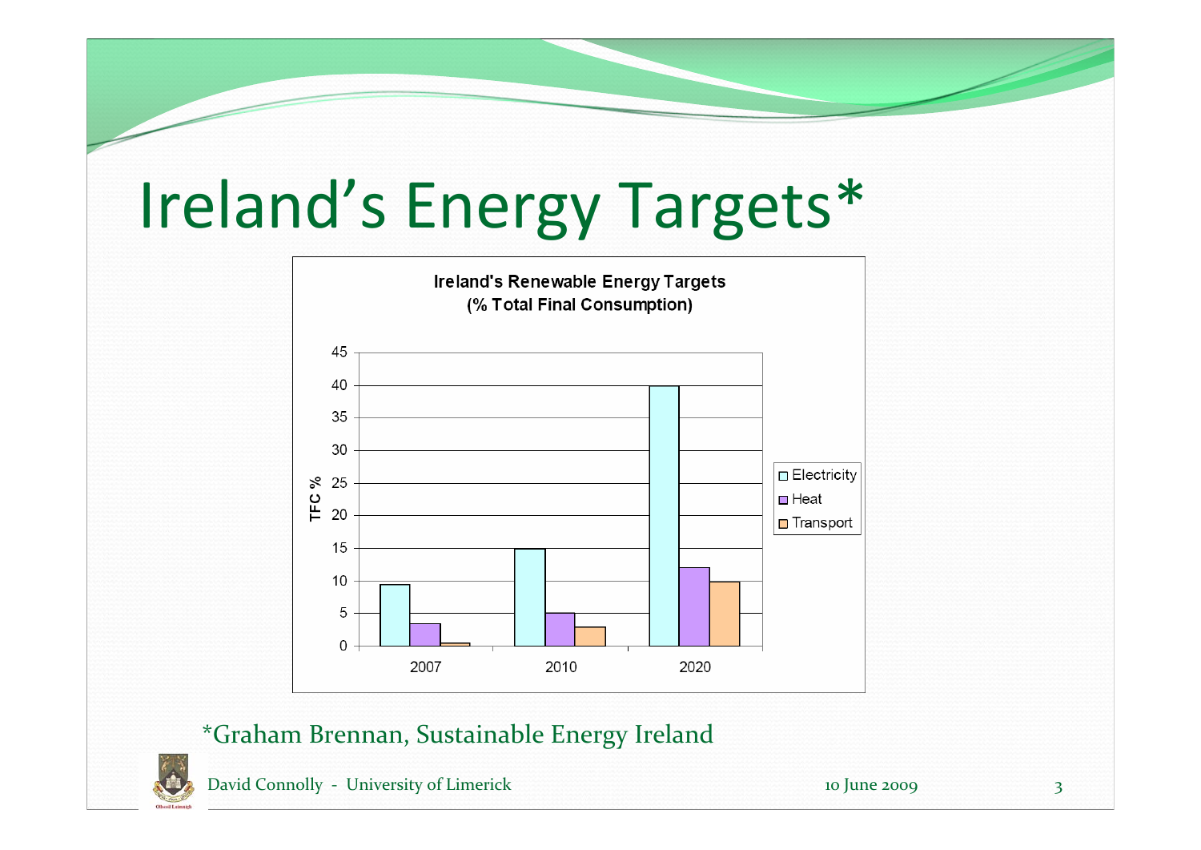# Ireland's Energy Targets*

**Ireland's Renewable Energy Targets (% Total Final Consumption)**

| Year | Electricity | Heat | Transport |
|---|---|---|---|
| 2007 | 9.4 | 3.4 | 0.4 |
| 2010 | 15 | 5 | 3 |
| 2020 | 40 | 12 | 10 |

*Graham Brennan, Sustainable Energy Ireland

David Connolly - University of Limerick

10 June 2009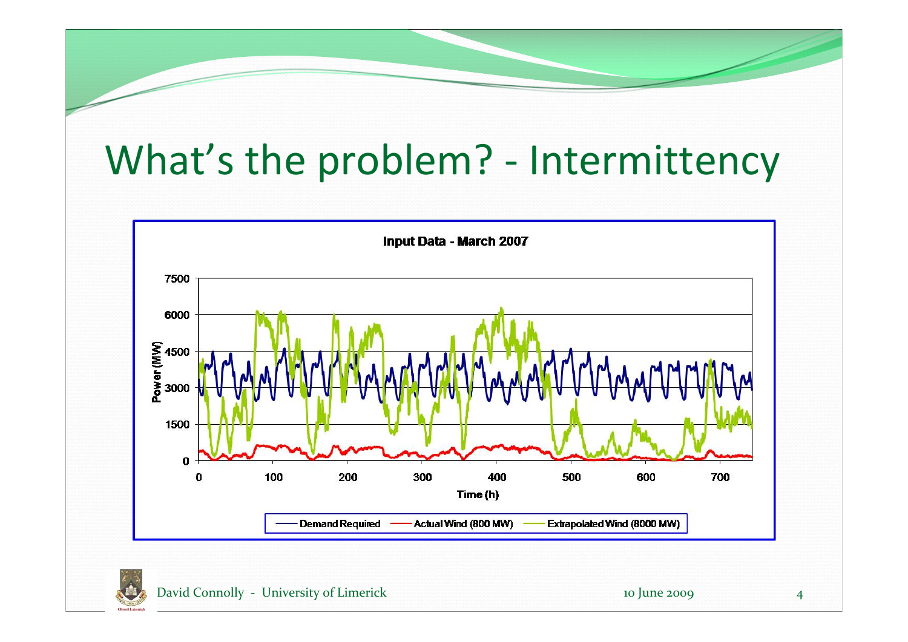# What's the problem? - Intermittency

**Input Data - March 2007**

Power (MW) vs Time (h)

- Demand Required
- Actual Wind (800 MW)
- Extrapolated Wind (8000 MW)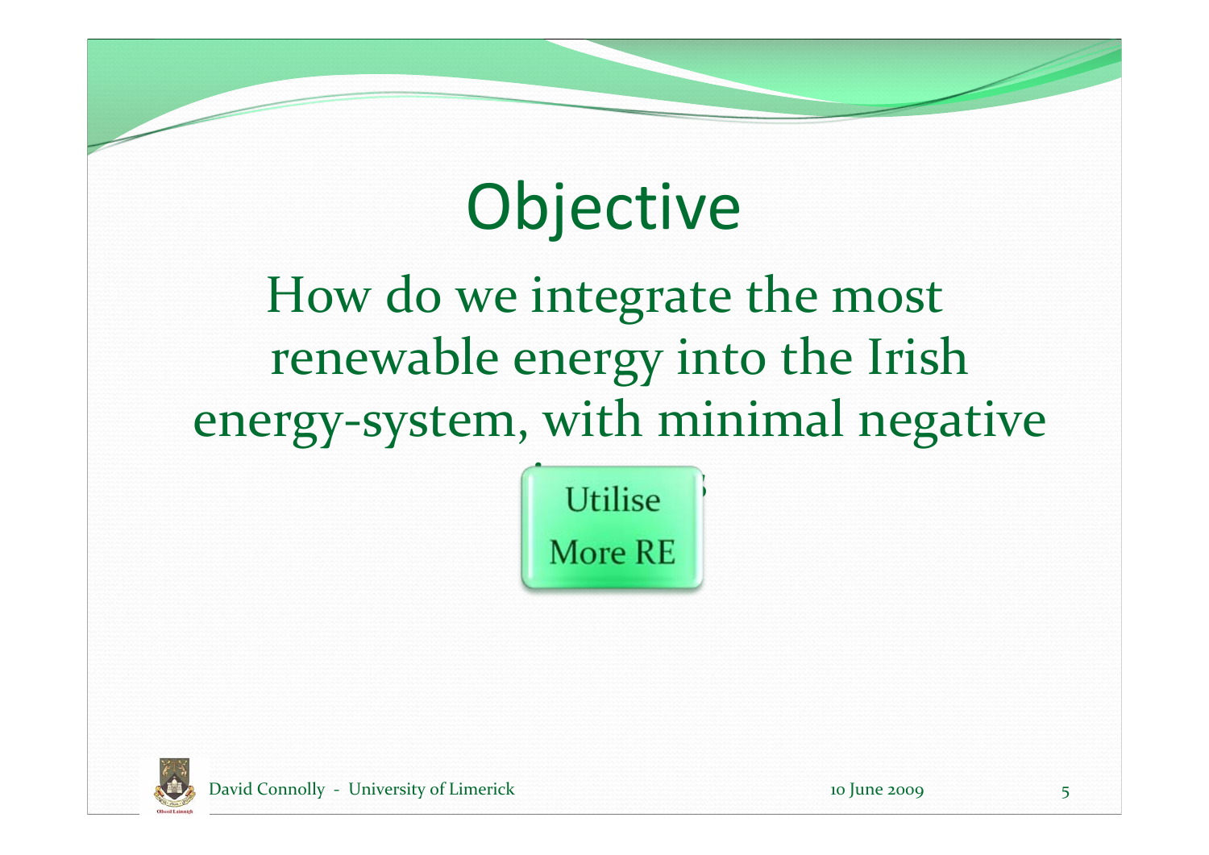# Objective

How do we integrate the most renewable energy into the Irish energy-system, with minimal negative

Utilise

More RE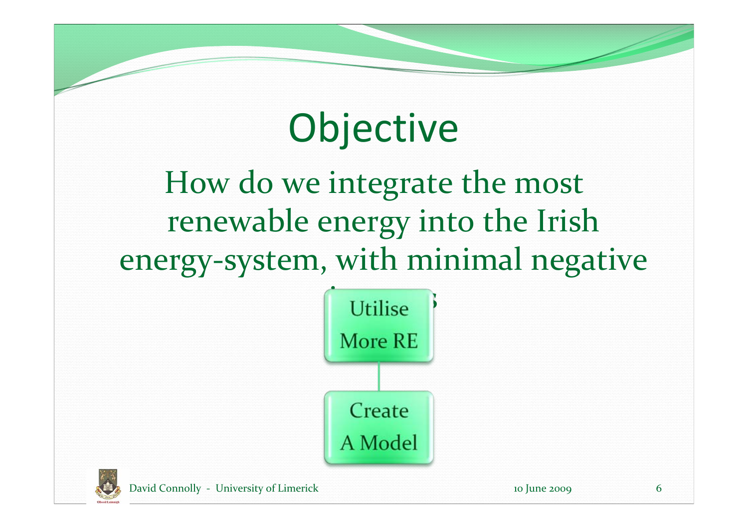# Objective

How do we integrate the most renewable energy into the Irish energy-system, with minimal negative impacts

Utilise More RE

Create A Model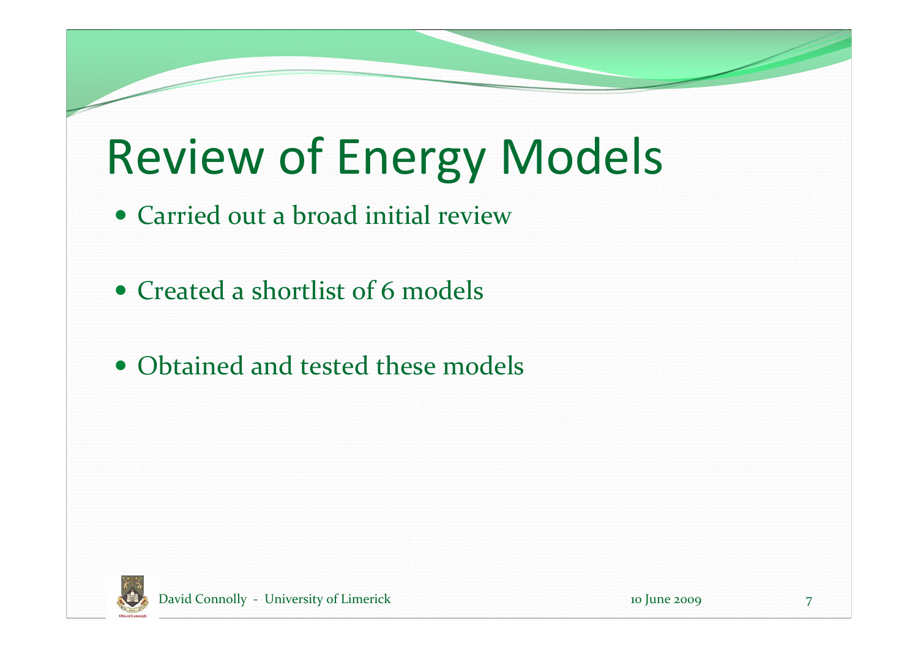# Review of Energy Models

- Carried out a broad initial review
- Created a shortlist of 6 models
- Obtained and tested these models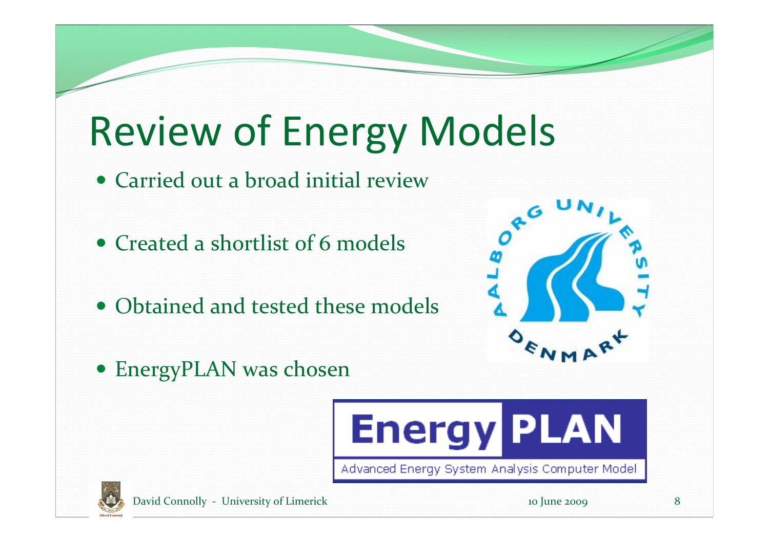# Review of Energy Models

- Carried out a broad initial review
- Created a shortlist of 6 models
- Obtained and tested these models
- EnergyPLAN was chosen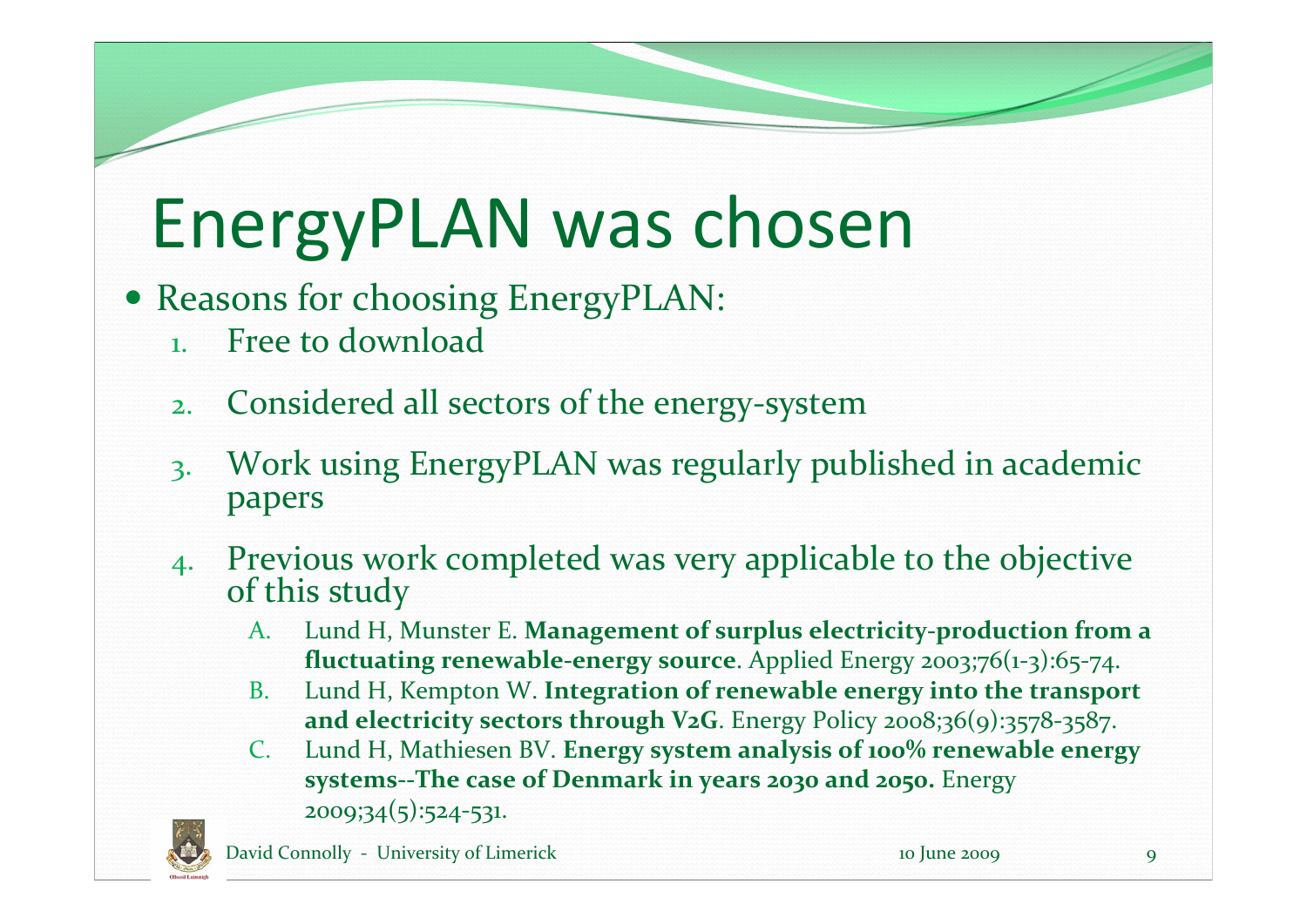# EnergyPLAN was chosen

- Reasons for choosing EnergyPLAN:
  1. Free to download
  2. Considered all sectors of the energy-system
  3. Work using EnergyPLAN was regularly published in academic papers
  4. Previous work completed was very applicable to the objective of this study
     A. Lund H, Munster E. **Management of surplus electricity-production from a fluctuating renewable-energy source**. Applied Energy 2003;76(1-3):65-74.
     B. Lund H, Kempton W. **Integration of renewable energy into the transport and electricity sectors through V2G**. Energy Policy 2008;36(9):3578-3587.
     C. Lund H, Mathiesen BV. **Energy system analysis of 100% renewable energy systems--The case of Denmark in years 2030 and 2050.** Energy 2009;34(5):524-531.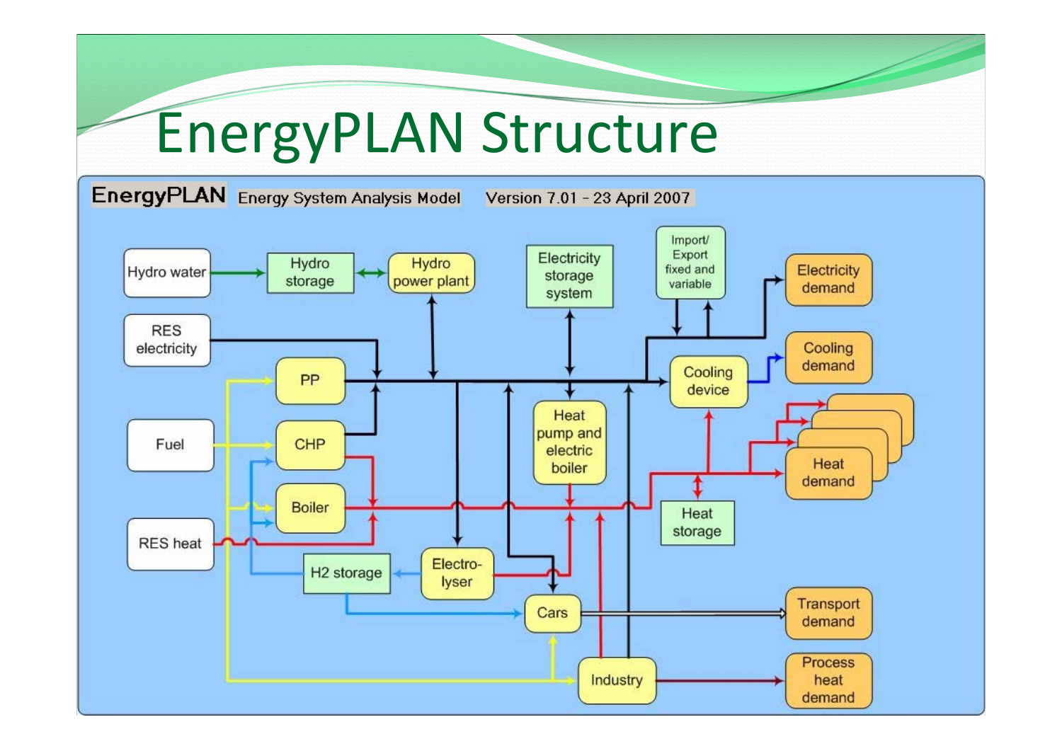# EnergyPLAN Structure

**EnergyPLAN** Energy System Analysis Model Version 7.01 - 23 April 2007

- Hydro water
- Hydro storage
- Hydro power plant
- Electricity storage system
- Import/ Export fixed and variable
- Electricity demand
- RES electricity
- PP
- Cooling device
- Cooling demand
- Fuel
- CHP
- Heat pump and electric boiler
- Heat demand
- Boiler
- Heat storage
- RES heat
- H2 storage
- Electro- lyser
- Cars
- Transport demand
- Industry
- Process heat demand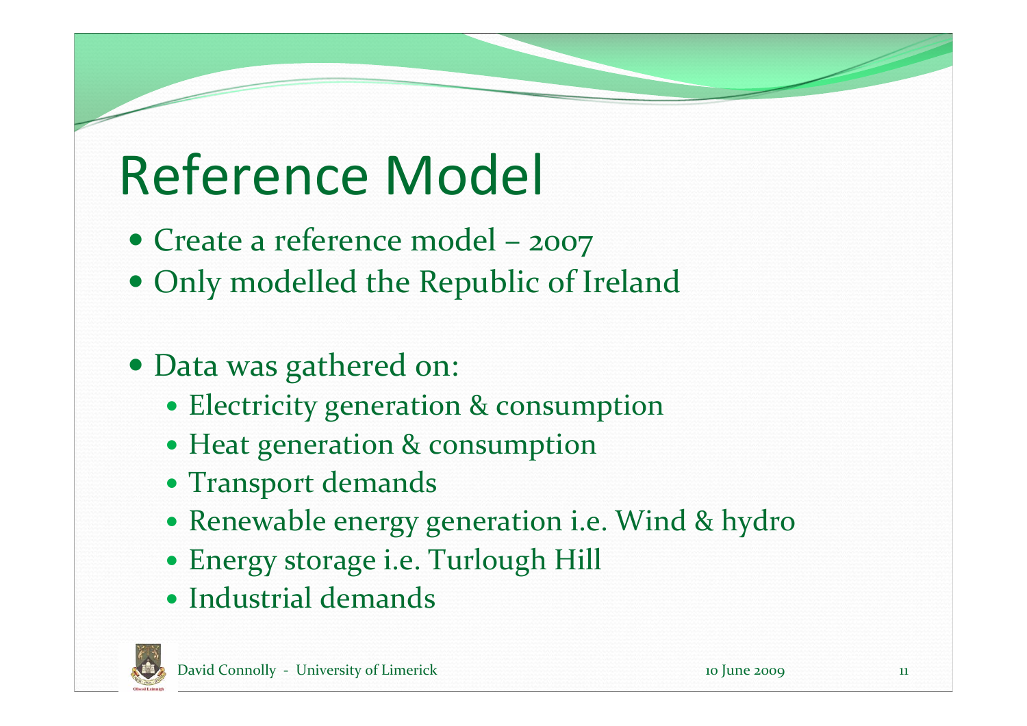# Reference Model

- Create a reference model – 2007
- Only modelled the Republic of Ireland

- Data was gathered on:
  - Electricity generation & consumption
  - Heat generation & consumption
  - Transport demands
  - Renewable energy generation i.e. Wind & hydro
  - Energy storage i.e. Turlough Hill
  - Industrial demands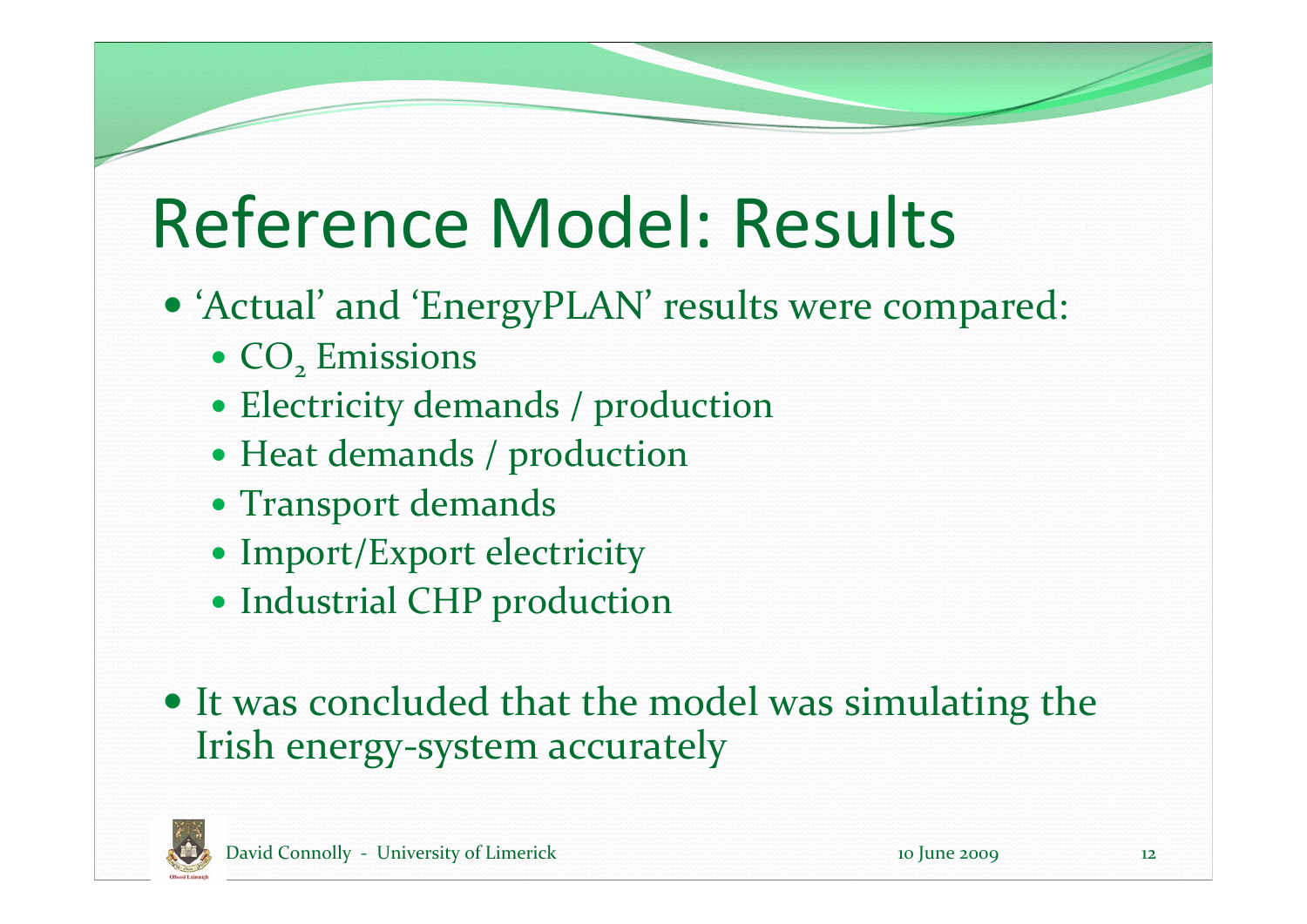# Reference Model: Results

- 'Actual' and 'EnergyPLAN' results were compared:
  - $CO_2$ Emissions
  - Electricity demands / production
  - Heat demands / production
  - Transport demands
  - Import/Export electricity
  - Industrial CHP production

- It was concluded that the model was simulating the Irish energy-system accurately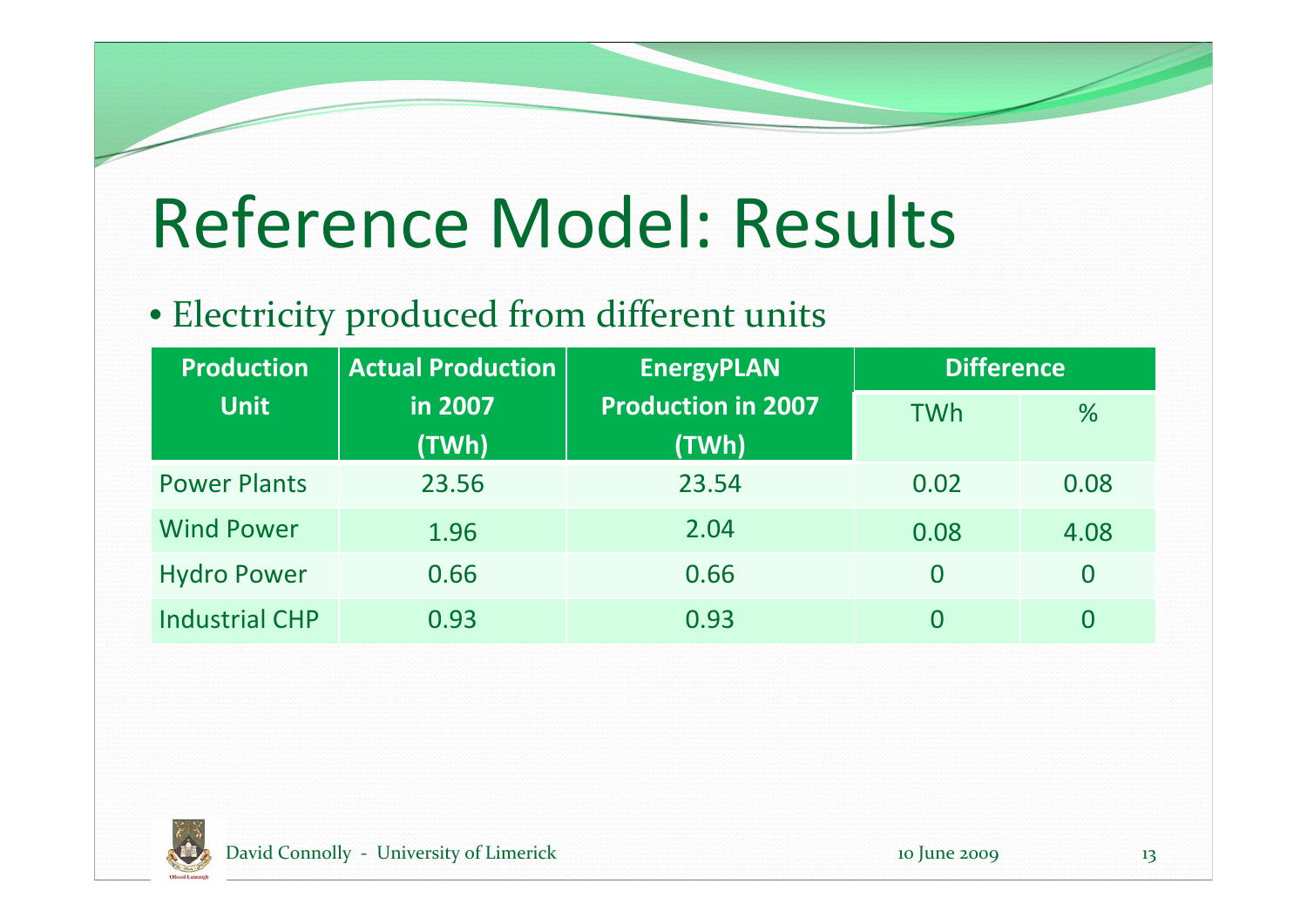# Reference Model: Results

- Electricity produced from different units

| Production Unit | Actual Production in 2007 (TWh) | EnergyPLAN Production in 2007 (TWh) | Difference | |
|---|---|---|---|---|
| | | | TWh | % |
| Power Plants | 23.56 | 23.54 | 0.02 | 0.08 |
| Wind Power | 1.96 | 2.04 | 0.08 | 4.08 |
| Hydro Power | 0.66 | 0.66 | 0 | 0 |
| Industrial CHP | 0.93 | 0.93 | 0 | 0 |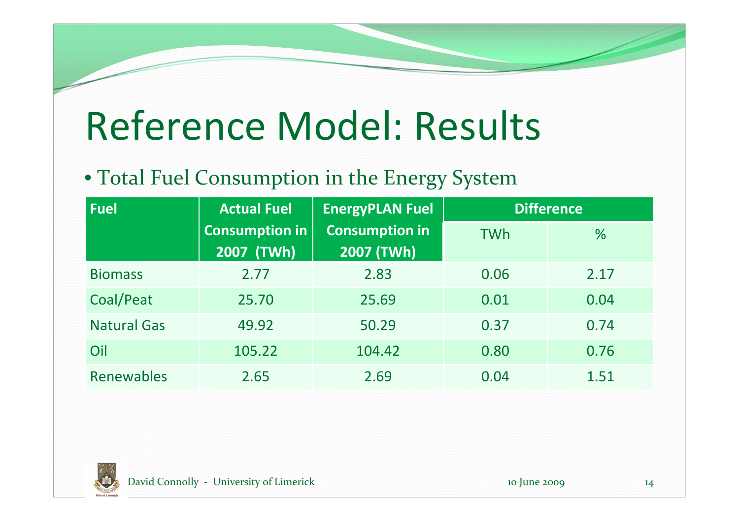# Reference Model: Results

- Total Fuel Consumption in the Energy System

| Fuel | Actual Fuel Consumption in 2007 (TWh) | EnergyPLAN Fuel Consumption in 2007 (TWh) | Difference | |
|---|---|---|---|---|
| | | | TWh | % |
| Biomass | 2.77 | 2.83 | 0.06 | 2.17 |
| Coal/Peat | 25.70 | 25.69 | 0.01 | 0.04 |
| Natural Gas | 49.92 | 50.29 | 0.37 | 0.74 |
| Oil | 105.22 | 104.42 | 0.80 | 0.76 |
| Renewables | 2.65 | 2.69 | 0.04 | 1.51 |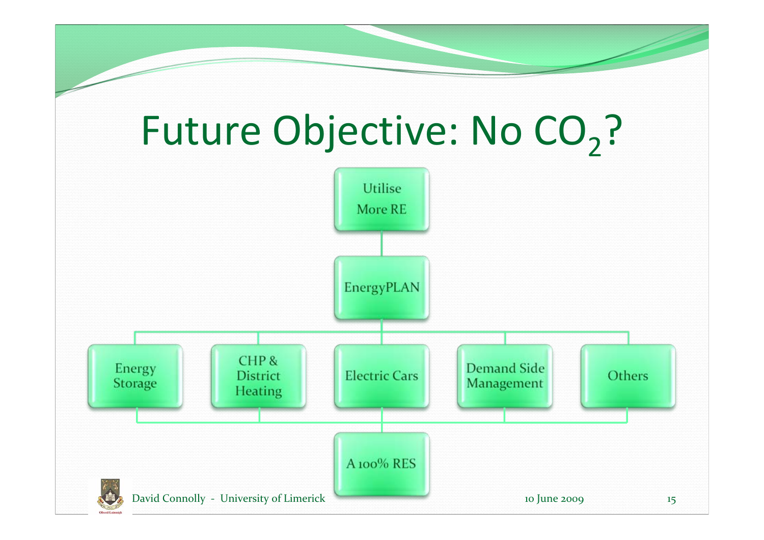# Future Objective: No $CO_2$?

- Utilise More RE
- EnergyPLAN
  - Energy Storage
  - CHP & District Heating
  - Electric Cars
  - Demand Side Management
  - Others
- A 100% RES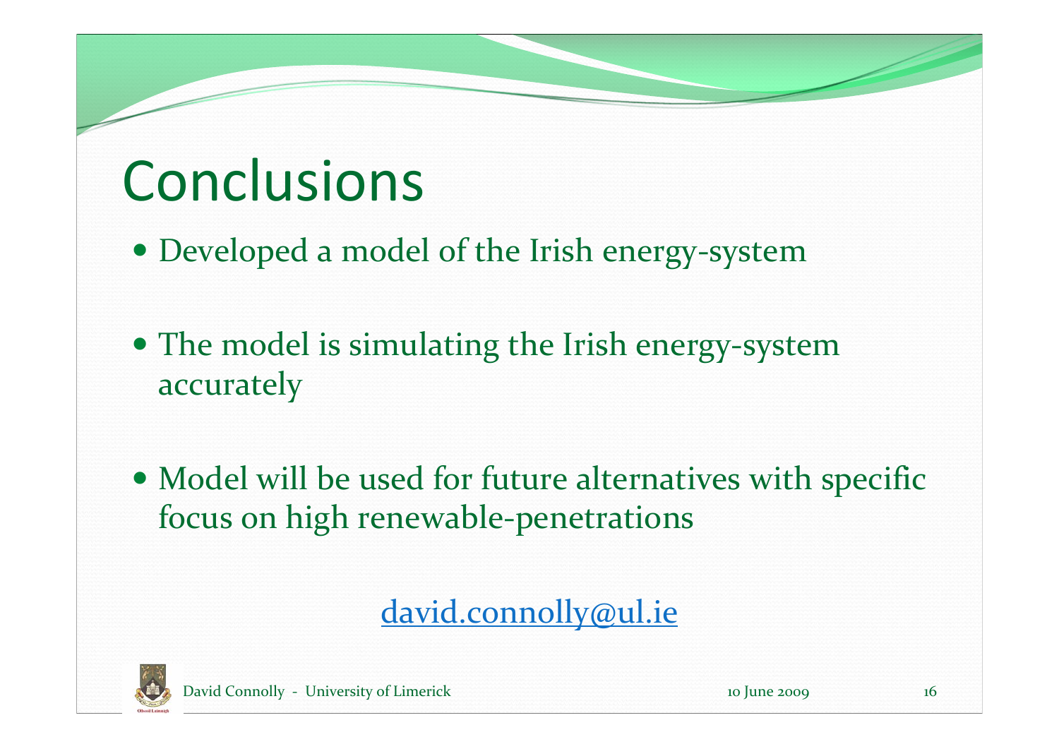# Conclusions

- Developed a model of the Irish energy-system
- The model is simulating the Irish energy-system accurately
- Model will be used for future alternatives with specific focus on high renewable-penetrations

david.connolly@ul.ie